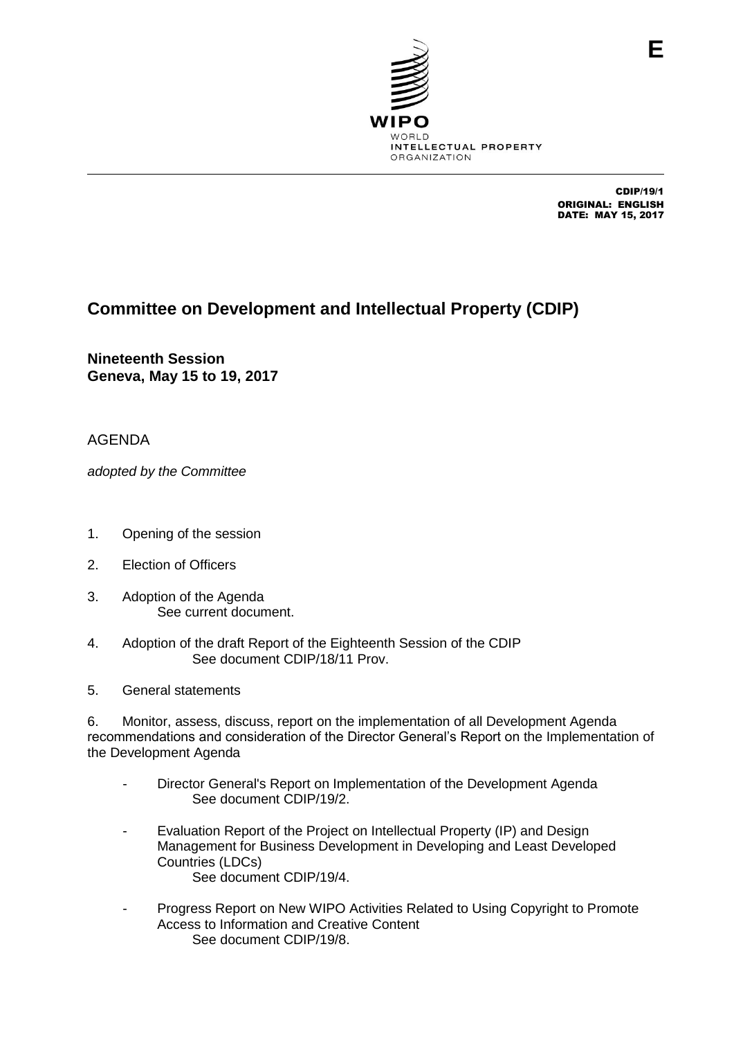E

WIPO
WORLD
INTELLECTUAL PROPERTY
ORGANIZATION

CDIP/19/1
ORIGINAL: ENGLISH
DATE: MAY 15, 2017

# Committee on Development and Intellectual Property (CDIP)

**Nineteenth Session**
**Geneva, May 15 to 19, 2017**

## AGENDA

*adopted by the Committee*

1. Opening of the session

2. Election of Officers

3. Adoption of the Agenda
   See current document.

4. Adoption of the draft Report of the Eighteenth Session of the CDIP
   See document CDIP/18/11 Prov.

5. General statements

6. Monitor, assess, discuss, report on the implementation of all Development Agenda recommendations and consideration of the Director General's Report on the Implementation of the Development Agenda

   - Director General's Report on Implementation of the Development Agenda
     See document CDIP/19/2.

   - Evaluation Report of the Project on Intellectual Property (IP) and Design Management for Business Development in Developing and Least Developed Countries (LDCs)
     See document CDIP/19/4.

   - Progress Report on New WIPO Activities Related to Using Copyright to Promote Access to Information and Creative Content
     See document CDIP/19/8.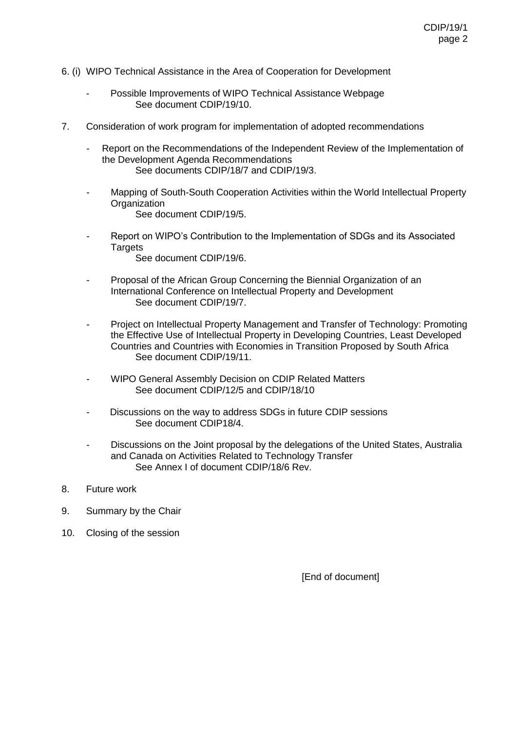6. (i) WIPO Technical Assistance in the Area of Cooperation for Development

   - Possible Improvements of WIPO Technical Assistance Webpage
     See document CDIP/19/10.

7. Consideration of work program for implementation of adopted recommendations

   - Report on the Recommendations of the Independent Review of the Implementation of the Development Agenda Recommendations
     See documents CDIP/18/7 and CDIP/19/3.

   - Mapping of South-South Cooperation Activities within the World Intellectual Property Organization
     See document CDIP/19/5.

   - Report on WIPO's Contribution to the Implementation of SDGs and its Associated Targets
     See document CDIP/19/6.

   - Proposal of the African Group Concerning the Biennial Organization of an International Conference on Intellectual Property and Development
     See document CDIP/19/7.

   - Project on Intellectual Property Management and Transfer of Technology: Promoting the Effective Use of Intellectual Property in Developing Countries, Least Developed Countries and Countries with Economies in Transition Proposed by South Africa
     See document CDIP/19/11.

   - WIPO General Assembly Decision on CDIP Related Matters
     See document CDIP/12/5 and CDIP/18/10

   - Discussions on the way to address SDGs in future CDIP sessions
     See document CDIP18/4.

   - Discussions on the Joint proposal by the delegations of the United States, Australia and Canada on Activities Related to Technology Transfer
     See Annex I of document CDIP/18/6 Rev.

8. Future work

9. Summary by the Chair

10. Closing of the session

[End of document]